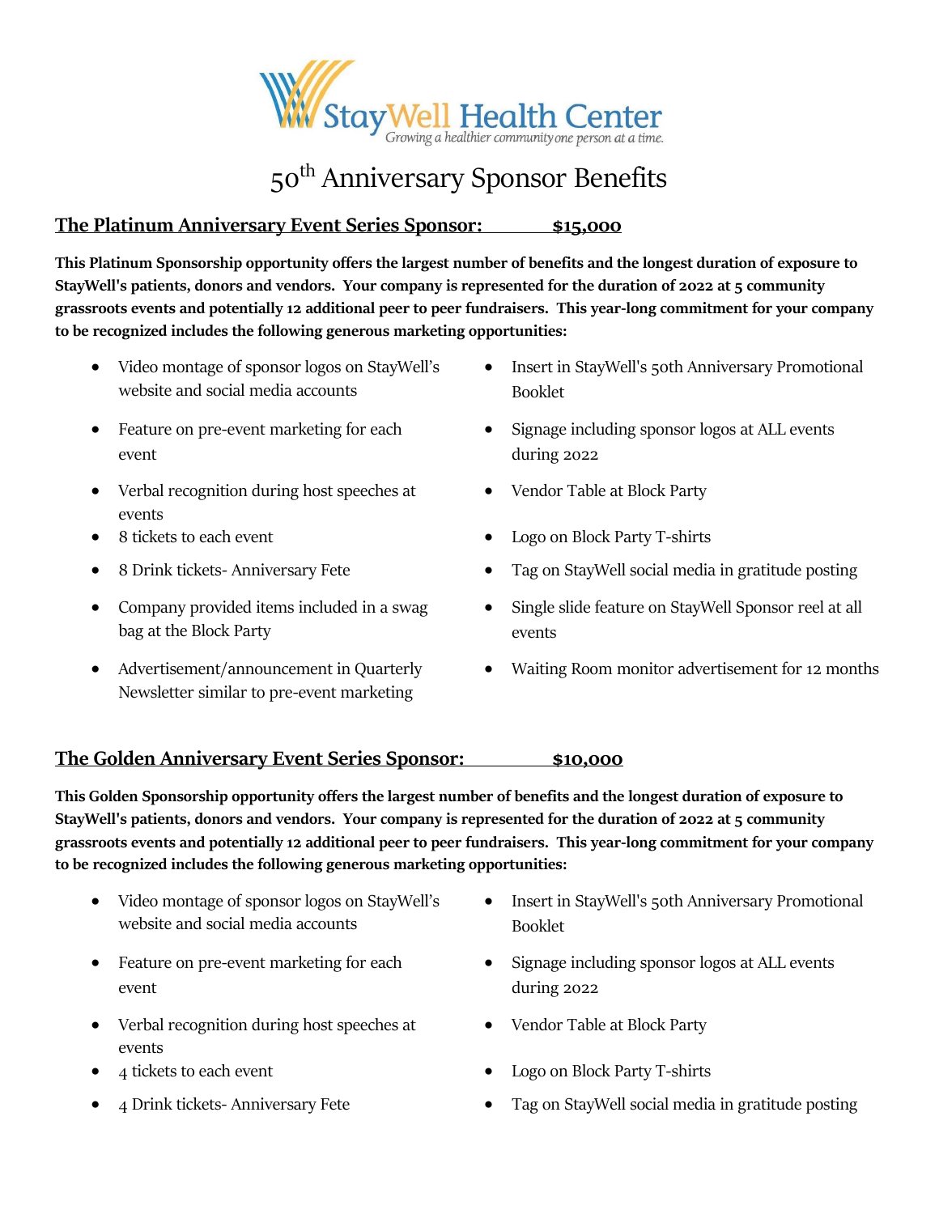StayWell Health Center

*Growing a healthier community one person at a time.*

# 50th Anniversary Sponsor Benefits

## The Platinum Anniversary Event Series Sponsor: $15,000

**This Platinum Sponsorship opportunity offers the largest number of benefits and the longest duration of exposure to StayWell's patients, donors and vendors. Your company is represented for the duration of 2022 at 5 community grassroots events and potentially 12 additional peer to peer fundraisers. This year-long commitment for your company to be recognized includes the following generous marketing opportunities:**

- Video montage of sponsor logos on StayWell's website and social media accounts
- Feature on pre-event marketing for each event
- Verbal recognition during host speeches at events
- 8 tickets to each event
- 8 Drink tickets- Anniversary Fete
- Company provided items included in a swag bag at the Block Party
- Advertisement/announcement in Quarterly Newsletter similar to pre-event marketing
- Insert in StayWell's 50th Anniversary Promotional Booklet
- Signage including sponsor logos at ALL events during 2022
- Vendor Table at Block Party
- Logo on Block Party T-shirts
- Tag on StayWell social media in gratitude posting
- Single slide feature on StayWell Sponsor reel at all events
- Waiting Room monitor advertisement for 12 months

## The Golden Anniversary Event Series Sponsor: $10,000

**This Golden Sponsorship opportunity offers the largest number of benefits and the longest duration of exposure to StayWell's patients, donors and vendors. Your company is represented for the duration of 2022 at 5 community grassroots events and potentially 12 additional peer to peer fundraisers. This year-long commitment for your company to be recognized includes the following generous marketing opportunities:**

- Video montage of sponsor logos on StayWell's website and social media accounts
- Feature on pre-event marketing for each event
- Verbal recognition during host speeches at events
- 4 tickets to each event
- 4 Drink tickets- Anniversary Fete
- Insert in StayWell's 50th Anniversary Promotional Booklet
- Signage including sponsor logos at ALL events during 2022
- Vendor Table at Block Party
- Logo on Block Party T-shirts
- Tag on StayWell social media in gratitude posting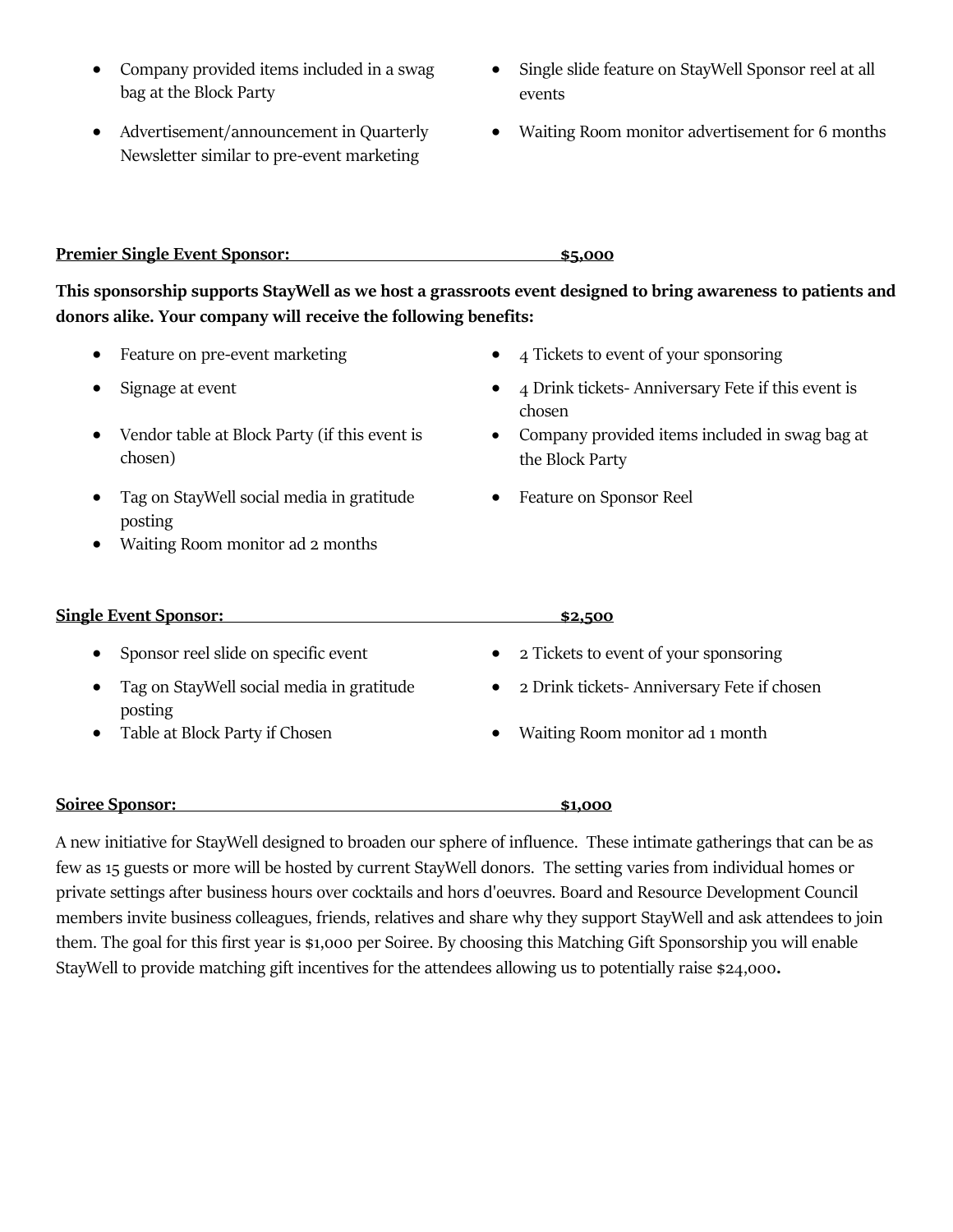- Company provided items included in a swag bag at the Block Party
- Advertisement/announcement in Quarterly Newsletter similar to pre-event marketing
- Single slide feature on StayWell Sponsor reel at all events
- Waiting Room monitor advertisement for 6 months

**Premier Single Event Sponsor: $5,000**

**This sponsorship supports StayWell as we host a grassroots event designed to bring awareness to patients and donors alike. Your company will receive the following benefits:**

- Feature on pre-event marketing
- Signage at event
- Vendor table at Block Party (if this event is chosen)
- Tag on StayWell social media in gratitude posting
- Waiting Room monitor ad 2 months
- 4 Tickets to event of your sponsoring
- 4 Drink tickets- Anniversary Fete if this event is chosen
- Company provided items included in swag bag at the Block Party
- Feature on Sponsor Reel

**Single Event Sponsor: $2,500**

- Sponsor reel slide on specific event
- Tag on StayWell social media in gratitude posting
- Table at Block Party if Chosen
- 2 Tickets to event of your sponsoring
- 2 Drink tickets- Anniversary Fete if chosen
- Waiting Room monitor ad 1 month

**Soiree Sponsor: $1,000**

A new initiative for StayWell designed to broaden our sphere of influence. These intimate gatherings that can be as few as 15 guests or more will be hosted by current StayWell donors. The setting varies from individual homes or private settings after business hours over cocktails and hors d'oeuvres. Board and Resource Development Council members invite business colleagues, friends, relatives and share why they support StayWell and ask attendees to join them. The goal for this first year is $1,000 per Soiree. By choosing this Matching Gift Sponsorship you will enable StayWell to provide matching gift incentives for the attendees allowing us to potentially raise $24,000**.**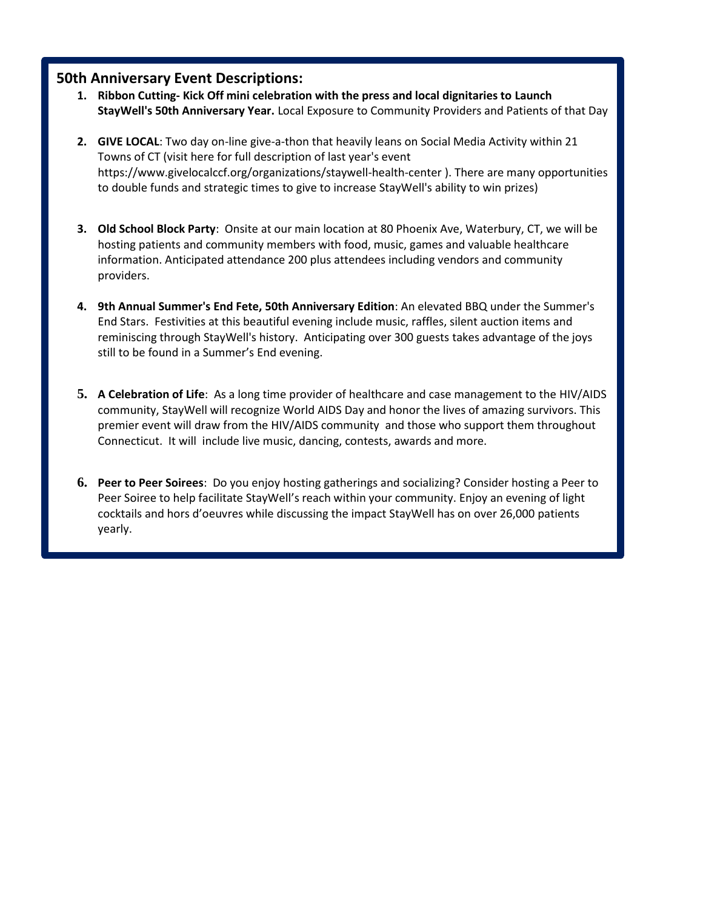## 50th Anniversary Event Descriptions:

1. **Ribbon Cutting- Kick Off mini celebration with the press and local dignitaries to Launch StayWell's 50th Anniversary Year.** Local Exposure to Community Providers and Patients of that Day

2. **GIVE LOCAL**: Two day on-line give-a-thon that heavily leans on Social Media Activity within 21 Towns of CT (visit here for full description of last year's event https://www.givelocalccf.org/organizations/staywell-health-center ). There are many opportunities to double funds and strategic times to give to increase StayWell's ability to win prizes)

3. **Old School Block Party**: Onsite at our main location at 80 Phoenix Ave, Waterbury, CT, we will be hosting patients and community members with food, music, games and valuable healthcare information. Anticipated attendance 200 plus attendees including vendors and community providers.

4. **9th Annual Summer's End Fete, 50th Anniversary Edition**: An elevated BBQ under the Summer's End Stars. Festivities at this beautiful evening include music, raffles, silent auction items and reminiscing through StayWell's history. Anticipating over 300 guests takes advantage of the joys still to be found in a Summer's End evening.

5. **A Celebration of Life**: As a long time provider of healthcare and case management to the HIV/AIDS community, StayWell will recognize World AIDS Day and honor the lives of amazing survivors. This premier event will draw from the HIV/AIDS community and those who support them throughout Connecticut. It will include live music, dancing, contests, awards and more.

6. **Peer to Peer Soirees**: Do you enjoy hosting gatherings and socializing? Consider hosting a Peer to Peer Soiree to help facilitate StayWell's reach within your community. Enjoy an evening of light cocktails and hors d'oeuvres while discussing the impact StayWell has on over 26,000 patients yearly.